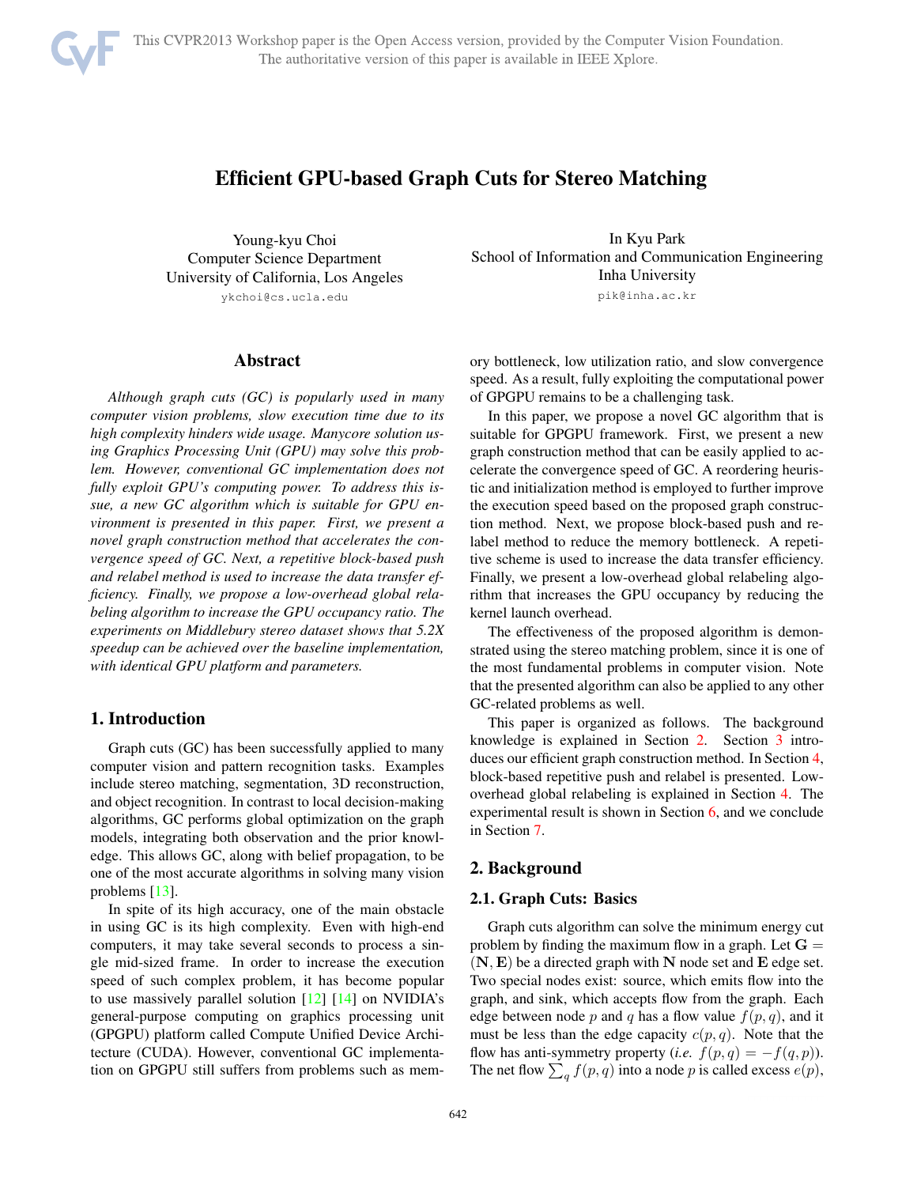# Efficient GPU-based Graph Cuts for Stereo Matching

Young-kyu Choi
Computer Science Department
University of California, Los Angeles
ykchoi@cs.ucla.edu

In Kyu Park
School of Information and Communication Engineering
Inha University
pik@inha.ac.kr

## Abstract

*Although graph cuts (GC) is popularly used in many computer vision problems, slow execution time due to its high complexity hinders wide usage. Manycore solution using Graphics Processing Unit (GPU) may solve this problem. However, conventional GC implementation does not fully exploit GPU's computing power. To address this issue, a new GC algorithm which is suitable for GPU environment is presented in this paper. First, we present a novel graph construction method that accelerates the convergence speed of GC. Next, a repetitive block-based push and relabel method is used to increase the data transfer efficiency. Finally, we propose a low-overhead global relabeling algorithm to increase the GPU occupancy ratio. The experiments on Middlebury stereo dataset shows that 5.2X speedup can be achieved over the baseline implementation, with identical GPU platform and parameters.*

## 1. Introduction

Graph cuts (GC) has been successfully applied to many computer vision and pattern recognition tasks. Examples include stereo matching, segmentation, 3D reconstruction, and object recognition. In contrast to local decision-making algorithms, GC performs global optimization on the graph models, integrating both observation and the prior knowledge. This allows GC, along with belief propagation, to be one of the most accurate algorithms in solving many vision problems [13].

In spite of its high accuracy, one of the main obstacle in using GC is its high complexity. Even with high-end computers, it may take several seconds to process a single mid-sized frame. In order to increase the execution speed of such complex problem, it has become popular to use massively parallel solution [12] [14] on NVIDIA's general-purpose computing on graphics processing unit (GPGPU) platform called Compute Unified Device Architecture (CUDA). However, conventional GC implementation on GPGPU still suffers from problems such as memory bottleneck, low utilization ratio, and slow convergence speed. As a result, fully exploiting the computational power of GPGPU remains to be a challenging task.

In this paper, we propose a novel GC algorithm that is suitable for GPGPU framework. First, we present a new graph construction method that can be easily applied to accelerate the convergence speed of GC. A reordering heuristic and initialization method is employed to further improve the execution speed based on the proposed graph construction method. Next, we propose block-based push and relabel method to reduce the memory bottleneck. A repetitive scheme is used to increase the data transfer efficiency. Finally, we present a low-overhead global relabeling algorithm that increases the GPU occupancy by reducing the kernel launch overhead.

The effectiveness of the proposed algorithm is demonstrated using the stereo matching problem, since it is one of the most fundamental problems in computer vision. Note that the presented algorithm can also be applied to any other GC-related problems as well.

This paper is organized as follows. The background knowledge is explained in Section 2. Section 3 introduces our efficient graph construction method. In Section 4, block-based repetitive push and relabel is presented. Low-overhead global relabeling is explained in Section 4. The experimental result is shown in Section 6, and we conclude in Section 7.

## 2. Background

### 2.1. Graph Cuts: Basics

Graph cuts algorithm can solve the minimum energy cut problem by finding the maximum flow in a graph. Let $\mathbf{G} = (\mathbf{N}, \mathbf{E})$ be a directed graph with $\mathbf{N}$ node set and $\mathbf{E}$ edge set. Two special nodes exist: source, which emits flow into the graph, and sink, which accepts flow from the graph. Each edge between node $p$ and $q$ has a flow value $f(p, q)$, and it must be less than the edge capacity $c(p, q)$. Note that the flow has anti-symmetry property (*i.e.* $f(p, q) = -f(q, p)$). The net flow $\sum_q f(p, q)$ into a node $p$ is called excess $e(p)$,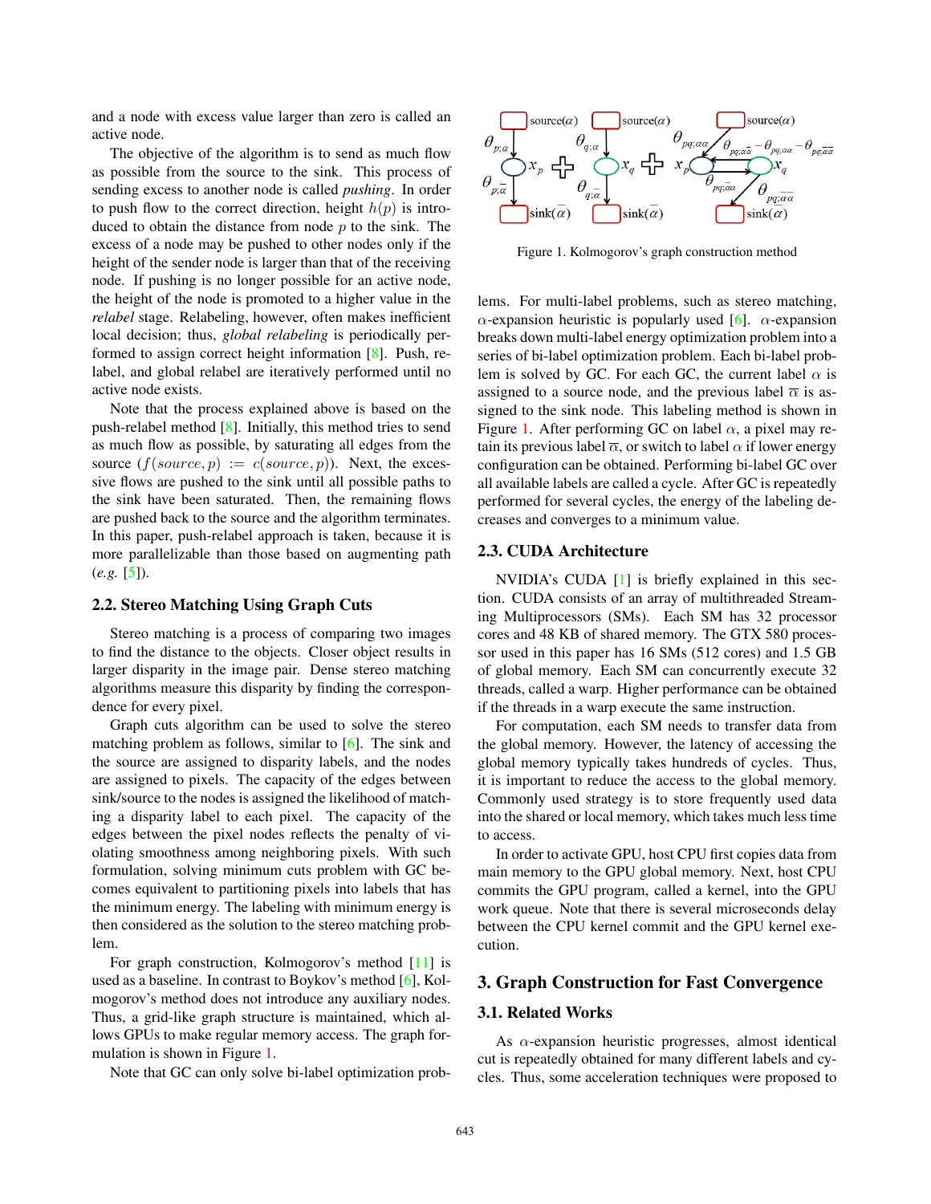and a node with excess value larger than zero is called an active node.

The objective of the algorithm is to send as much flow as possible from the source to the sink. This process of sending excess to another node is called *pushing*. In order to push flow to the correct direction, height $h(p)$ is introduced to obtain the distance from node $p$ to the sink. The excess of a node may be pushed to other nodes only if the height of the sender node is larger than that of the receiving node. If pushing is no longer possible for an active node, the height of the node is promoted to a higher value in the *relabel* stage. Relabeling, however, often makes inefficient local decision; thus, *global relabeling* is periodically performed to assign correct height information [8]. Push, relabel, and global relabel are iteratively performed until no active node exists.

Note that the process explained above is based on the push-relabel method [8]. Initially, this method tries to send as much flow as possible, by saturating all edges from the source ($f(source, p) := c(source, p)$). Next, the excessive flows are pushed to the sink until all possible paths to the sink have been saturated. Then, the remaining flows are pushed back to the source and the algorithm terminates. In this paper, push-relabel approach is taken, because it is more parallelizable than those based on augmenting path (*e.g.* [5]).

### 2.2. Stereo Matching Using Graph Cuts

Stereo matching is a process of comparing two images to find the distance to the objects. Closer object results in larger disparity in the image pair. Dense stereo matching algorithms measure this disparity by finding the correspondence for every pixel.

Graph cuts algorithm can be used to solve the stereo matching problem as follows, similar to [6]. The sink and the source are assigned to disparity labels, and the nodes are assigned to pixels. The capacity of the edges between sink/source to the nodes is assigned the likelihood of matching a disparity label to each pixel. The capacity of the edges between the pixel nodes reflects the penalty of violating smoothness among neighboring pixels. With such formulation, solving minimum cuts problem with GC becomes equivalent to partitioning pixels into labels that has the minimum energy. The labeling with minimum energy is then considered as the solution to the stereo matching problem.

For graph construction, Kolmogorov's method [11] is used as a baseline. In contrast to Boykov's method [6], Kolmogorov's method does not introduce any auxiliary nodes. Thus, a grid-like graph structure is maintained, which allows GPUs to make regular memory access. The graph formulation is shown in Figure 1.

Note that GC can only solve bi-label optimization problems. For multi-label problems, such as stereo matching, $\alpha$-expansion heuristic is popularly used [6]. $\alpha$-expansion breaks down multi-label energy optimization problem into a series of bi-label optimization problem. Each bi-label problem is solved by GC. For each GC, the current label $\alpha$ is assigned to a source node, and the previous label $\overline{\alpha}$ is assigned to the sink node. This labeling method is shown in Figure 1. After performing GC on label $\alpha$, a pixel may retain its previous label $\overline{\alpha}$, or switch to label $\alpha$ if lower energy configuration can be obtained. Performing bi-label GC over all available labels are called a cycle. After GC is repeatedly performed for several cycles, the energy of the labeling decreases and converges to a minimum value.

source($\alpha$)
$\theta_{p;\alpha}$
$x_p$
$\theta_{p;\overline{\alpha}}$
sink($\overline{\alpha}$)
source($\alpha$)
$\theta_{q;\alpha}$
$x_q$
$\theta_{q;\overline{\alpha}}$
sink($\overline{\alpha}$)
source($\alpha$)
$\theta_{pq;\alpha\alpha}$
$\theta_{pq;\alpha\overline{\alpha}} - \theta_{pq;\alpha\alpha} - \theta_{pq;\overline{\alpha}\overline{\alpha}}$
$x_p$
$x_q$
$\theta_{pq;\overline{\alpha}\alpha}$
$\theta_{pq;\overline{\alpha}\overline{\alpha}}$
sink($\overline{\alpha}$)

Figure 1. Kolmogorov's graph construction method

### 2.3. CUDA Architecture

NVIDIA's CUDA [1] is briefly explained in this section. CUDA consists of an array of multithreaded Streaming Multiprocessors (SMs). Each SM has 32 processor cores and 48 KB of shared memory. The GTX 580 processor used in this paper has 16 SMs (512 cores) and 1.5 GB of global memory. Each SM can concurrently execute 32 threads, called a warp. Higher performance can be obtained if the threads in a warp execute the same instruction.

For computation, each SM needs to transfer data from the global memory. However, the latency of accessing the global memory typically takes hundreds of cycles. Thus, it is important to reduce the access to the global memory. Commonly used strategy is to store frequently used data into the shared or local memory, which takes much less time to access.

In order to activate GPU, host CPU first copies data from main memory to the GPU global memory. Next, host CPU commits the GPU program, called a kernel, into the GPU work queue. Note that there is several microseconds delay between the CPU kernel commit and the GPU kernel execution.

## 3. Graph Construction for Fast Convergence

### 3.1. Related Works

As $\alpha$-expansion heuristic progresses, almost identical cut is repeatedly obtained for many different labels and cycles. Thus, some acceleration techniques were proposed to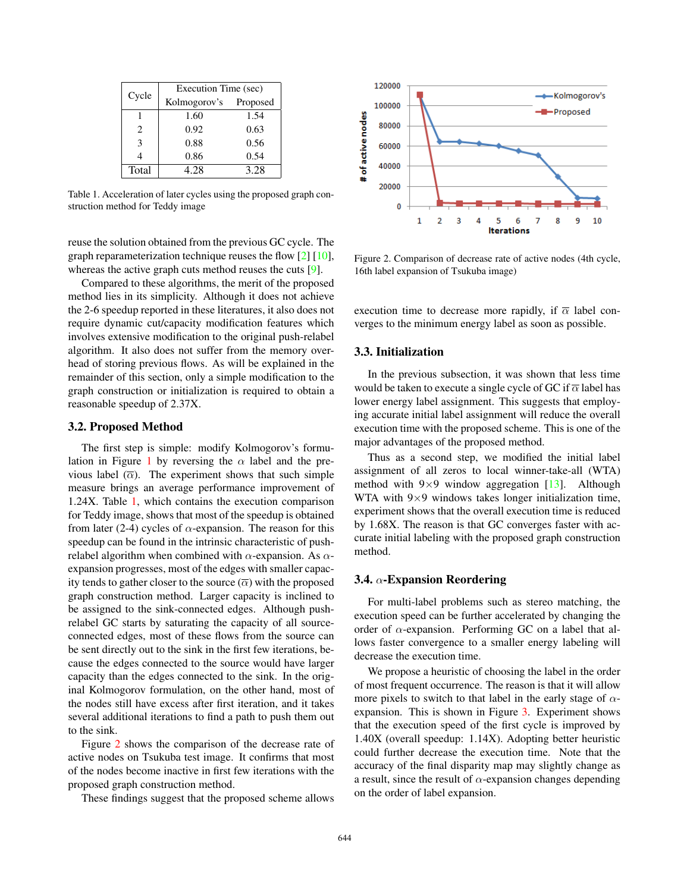| Cycle | Execution Time (sec) | |
|---|---|---|
| | Kolmogorov's | Proposed |
| 1 | 1.60 | 1.54 |
| 2 | 0.92 | 0.63 |
| 3 | 0.88 | 0.56 |
| 4 | 0.86 | 0.54 |
| Total | 4.28 | 3.28 |

Table 1. Acceleration of later cycles using the proposed graph construction method for Teddy image

reuse the solution obtained from the previous GC cycle. The graph reparameterization technique reuses the flow [2] [10], whereas the active graph cuts method reuses the cuts [9].

Compared to these algorithms, the merit of the proposed method lies in its simplicity. Although it does not achieve the 2-6 speedup reported in these literatures, it also does not require dynamic cut/capacity modification features which involves extensive modification to the original push-relabel algorithm. It also does not suffer from the memory overhead of storing previous flows. As will be explained in the remainder of this section, only a simple modification to the graph construction or initialization is required to obtain a reasonable speedup of 2.37X.

## 3.2. Proposed Method

The first step is simple: modify Kolmogorov's formulation in Figure 1 by reversing the $\alpha$ label and the previous label ($\overline{\alpha}$). The experiment shows that such simple measure brings an average performance improvement of 1.24X. Table 1, which contains the execution comparison for Teddy image, shows that most of the speedup is obtained from later (2-4) cycles of $\alpha$-expansion. The reason for this speedup can be found in the intrinsic characteristic of push-relabel algorithm when combined with $\alpha$-expansion. As $\alpha$-expansion progresses, most of the edges with smaller capacity tends to gather closer to the source ($\overline{\alpha}$) with the proposed graph construction method. Larger capacity is inclined to be assigned to the sink-connected edges. Although push-relabel GC starts by saturating the capacity of all source-connected edges, most of these flows from the source can be sent directly out to the sink in the first few iterations, because the edges connected to the source would have larger capacity than the edges connected to the sink. In the original Kolmogorov formulation, on the other hand, most of the nodes still have excess after first iteration, and it takes several additional iterations to find a path to push them out to the sink.

Figure 2 shows the comparison of the decrease rate of active nodes on Tsukuba test image. It confirms that most of the nodes become inactive in first few iterations with the proposed graph construction method.

These findings suggest that the proposed scheme allows execution time to decrease more rapidly, if $\overline{\alpha}$ label converges to the minimum energy label as soon as possible.

Figure 2. Comparison of decrease rate of active nodes (4th cycle, 16th label expansion of Tsukuba image)

## 3.3. Initialization

In the previous subsection, it was shown that less time would be taken to execute a single cycle of GC if $\overline{\alpha}$ label has lower energy label assignment. This suggests that employing accurate initial label assignment will reduce the overall execution time with the proposed scheme. This is one of the major advantages of the proposed method.

Thus as a second step, we modified the initial label assignment of all zeros to local winner-take-all (WTA) method with 9×9 window aggregation [13]. Although WTA with 9×9 windows takes longer initialization time, experiment shows that the overall execution time is reduced by 1.68X. The reason is that GC converges faster with accurate initial labeling with the proposed graph construction method.

## 3.4. $\alpha$-Expansion Reordering

For multi-label problems such as stereo matching, the execution speed can be further accelerated by changing the order of $\alpha$-expansion. Performing GC on a label that allows faster convergence to a smaller energy labeling will decrease the execution time.

We propose a heuristic of choosing the label in the order of most frequent occurrence. The reason is that it will allow more pixels to switch to that label in the early stage of $\alpha$-expansion. This is shown in Figure 3. Experiment shows that the execution speed of the first cycle is improved by 1.40X (overall speedup: 1.14X). Adopting better heuristic could further decrease the execution time. Note that the accuracy of the final disparity map may slightly change as a result, since the result of $\alpha$-expansion changes depending on the order of label expansion.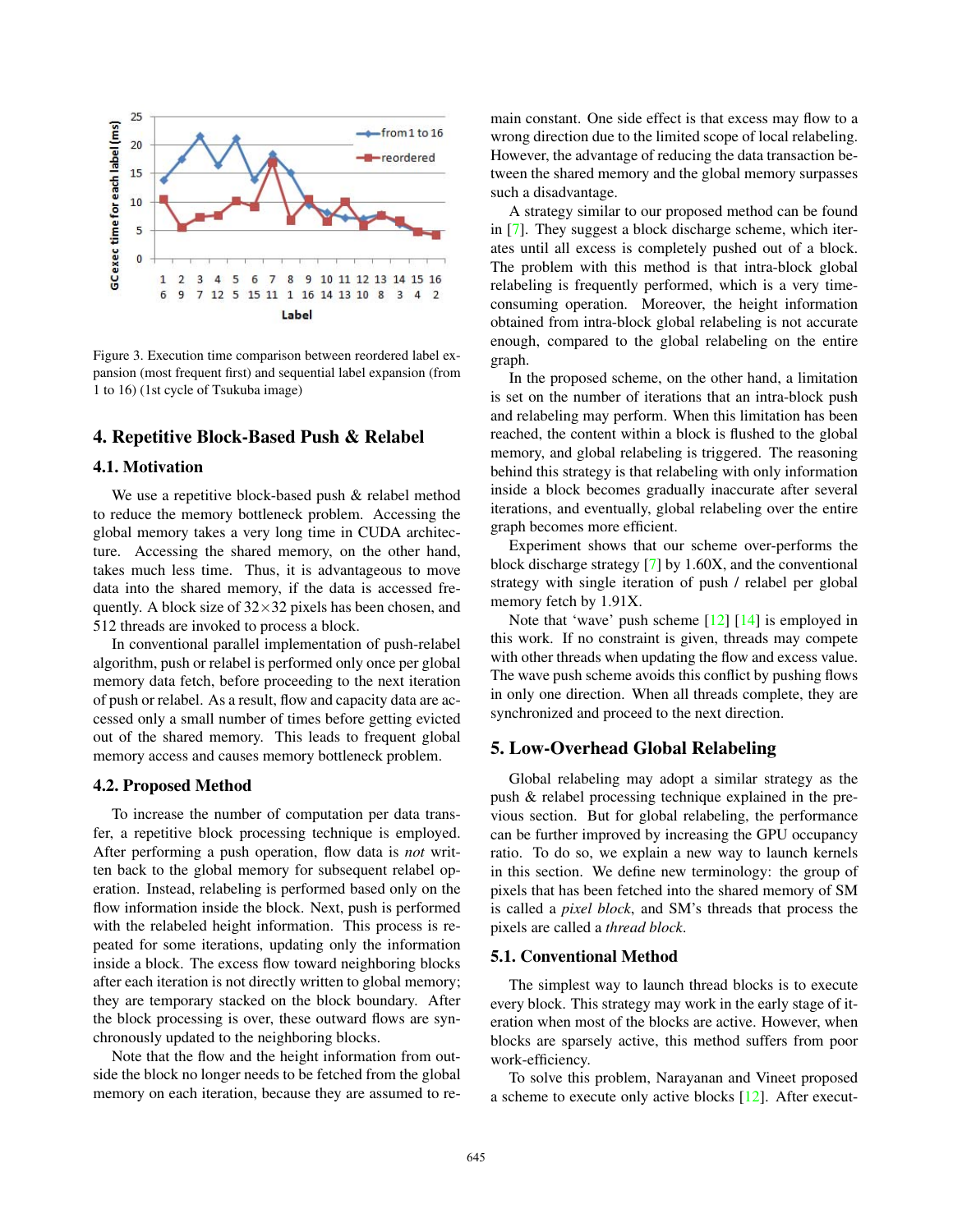GC exec time for each label (ms)

25
20
15
10
5
0

from 1 to 16
reordered

1 2 3 4 5 6 7 8 9 10 11 12 13 14 15 16
6 9 7 12 5 15 11 1 16 14 13 10 8 3 4 2

Label

Figure 3. Execution time comparison between reordered label expansion (most frequent first) and sequential label expansion (from 1 to 16) (1st cycle of Tsukuba image)

## 4. Repetitive Block-Based Push & Relabel

### 4.1. Motivation

We use a repetitive block-based push & relabel method to reduce the memory bottleneck problem. Accessing the global memory takes a very long time in CUDA architecture. Accessing the shared memory, on the other hand, takes much less time. Thus, it is advantageous to move data into the shared memory, if the data is accessed frequently. A block size of $32\times32$ pixels has been chosen, and 512 threads are invoked to process a block.

In conventional parallel implementation of push-relabel algorithm, push or relabel is performed only once per global memory data fetch, before proceeding to the next iteration of push or relabel. As a result, flow and capacity data are accessed only a small number of times before getting evicted out of the shared memory. This leads to frequent global memory access and causes memory bottleneck problem.

### 4.2. Proposed Method

To increase the number of computation per data transfer, a repetitive block processing technique is employed. After performing a push operation, flow data is *not* written back to the global memory for subsequent relabel operation. Instead, relabeling is performed based only on the flow information inside the block. Next, push is performed with the relabeled height information. This process is repeated for some iterations, updating only the information inside a block. The excess flow toward neighboring blocks after each iteration is not directly written to global memory; they are temporary stacked on the block boundary. After the block processing is over, these outward flows are synchronously updated to the neighboring blocks.

Note that the flow and the height information from outside the block no longer needs to be fetched from the global memory on each iteration, because they are assumed to remain constant. One side effect is that excess may flow to a wrong direction due to the limited scope of local relabeling. However, the advantage of reducing the data transaction between the shared memory and the global memory surpasses such a disadvantage.

A strategy similar to our proposed method can be found in [7]. They suggest a block discharge scheme, which iterates until all excess is completely pushed out of a block. The problem with this method is that intra-block global relabeling is frequently performed, which is a very time-consuming operation. Moreover, the height information obtained from intra-block global relabeling is not accurate enough, compared to the global relabeling on the entire graph.

In the proposed scheme, on the other hand, a limitation is set on the number of iterations that an intra-block push and relabeling may perform. When this limitation has been reached, the content within a block is flushed to the global memory, and global relabeling is triggered. The reasoning behind this strategy is that relabeling with only information inside a block becomes gradually inaccurate after several iterations, and eventually, global relabeling over the entire graph becomes more efficient.

Experiment shows that our scheme over-performs the block discharge strategy [7] by 1.60X, and the conventional strategy with single iteration of push / relabel per global memory fetch by 1.91X.

Note that 'wave' push scheme [12] [14] is employed in this work. If no constraint is given, threads may compete with other threads when updating the flow and excess value. The wave push scheme avoids this conflict by pushing flows in only one direction. When all threads complete, they are synchronized and proceed to the next direction.

## 5. Low-Overhead Global Relabeling

Global relabeling may adopt a similar strategy as the push & relabel processing technique explained in the previous section. But for global relabeling, the performance can be further improved by increasing the GPU occupancy ratio. To do so, we explain a new way to launch kernels in this section. We define new terminology: the group of pixels that has been fetched into the shared memory of SM is called a *pixel block*, and SM's threads that process the pixels are called a *thread block*.

### 5.1. Conventional Method

The simplest way to launch thread blocks is to execute every block. This strategy may work in the early stage of iteration when most of the blocks are active. However, when blocks are sparsely active, this method suffers from poor work-efficiency.

To solve this problem, Narayanan and Vineet proposed a scheme to execute only active blocks [12]. After execut-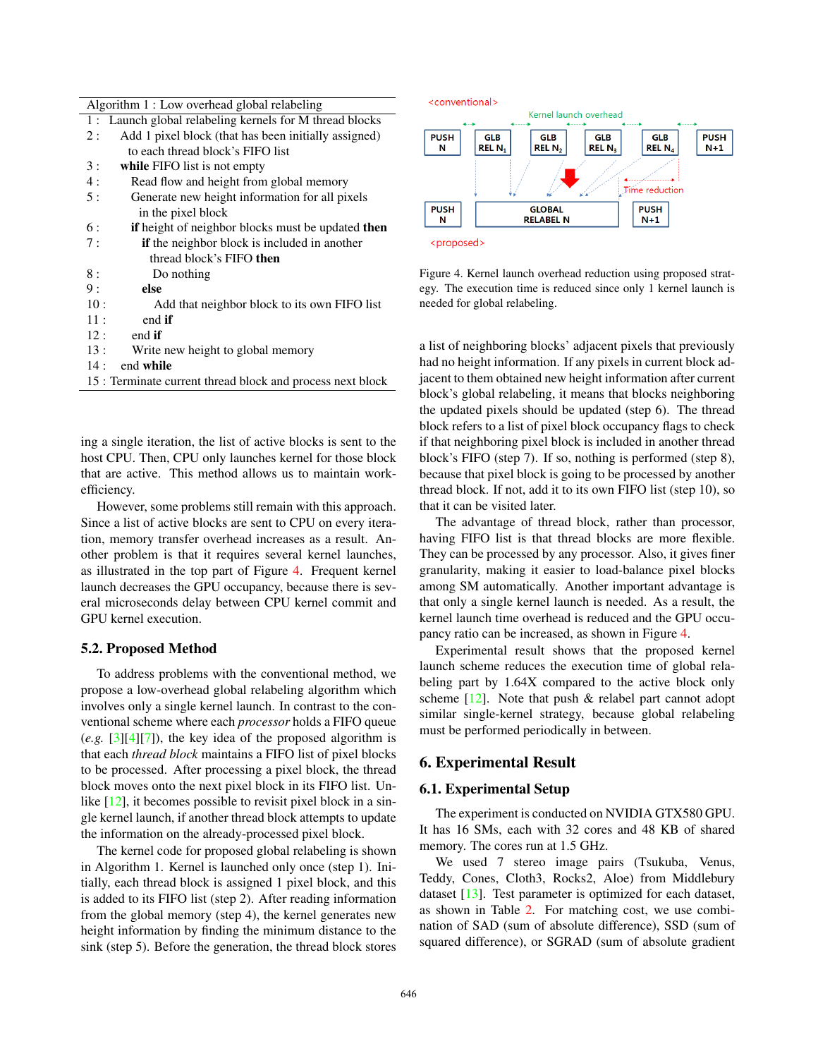Algorithm 1 : Low overhead global relabeling

```
1 :  Launch global relabeling kernels for M thread blocks
2 :    Add 1 pixel block (that has been initially assigned)
       to each thread block's FIFO list
3 :    while FIFO list is not empty
4 :      Read flow and height from global memory
5 :      Generate new height information for all pixels
         in the pixel block
6 :      if height of neighbor blocks must be updated then
7 :        if the neighbor block is included in another
           thread block's FIFO then
8 :          Do nothing
9 :        else
10 :         Add that neighbor block to its own FIFO list
11 :       end if
12 :     end if
13 :     Write new height to global memory
14 :   end while
15 : Terminate current thread block and process next block
```

ing a single iteration, the list of active blocks is sent to the host CPU. Then, CPU only launches kernel for those block that are active. This method allows us to maintain work-efficiency.

However, some problems still remain with this approach. Since a list of active blocks are sent to CPU on every iteration, memory transfer overhead increases as a result. Another problem is that it requires several kernel launches, as illustrated in the top part of Figure 4. Frequent kernel launch decreases the GPU occupancy, because there is several microseconds delay between CPU kernel commit and GPU kernel execution.

### 5.2. Proposed Method

To address problems with the conventional method, we propose a low-overhead global relabeling algorithm which involves only a single kernel launch. In contrast to the conventional scheme where each *processor* holds a FIFO queue (*e.g.* [3][4][7]), the key idea of the proposed algorithm is that each *thread block* maintains a FIFO list of pixel blocks to be processed. After processing a pixel block, the thread block moves onto the next pixel block in its FIFO list. Unlike [12], it becomes possible to revisit pixel block in a single kernel launch, if another thread block attempts to update the information on the already-processed pixel block.

The kernel code for proposed global relabeling is shown in Algorithm 1. Kernel is launched only once (step 1). Initially, each thread block is assigned 1 pixel block, and this is added to its FIFO list (step 2). After reading information from the global memory (step 4), the kernel generates new height information by finding the minimum distance to the sink (step 5). Before the generation, the thread block stores a list of neighboring blocks' adjacent pixels that previously had no height information. If any pixels in current block adjacent to them obtained new height information after current block's global relabeling, it means that blocks neighboring the updated pixels should be updated (step 6). The thread block refers to a list of pixel block occupancy flags to check if that neighboring pixel block is included in another thread block's FIFO (step 7). If so, nothing is performed (step 8), because that pixel block is going to be processed by another thread block. If not, add it to its own FIFO list (step 10), so that it can be visited later.

Figure 4. Kernel launch overhead reduction using proposed strategy. The execution time is reduced since only 1 kernel launch is needed for global relabeling.

The advantage of thread block, rather than processor, having FIFO list is that thread blocks are more flexible. They can be processed by any processor. Also, it gives finer granularity, making it easier to load-balance pixel blocks among SM automatically. Another important advantage is that only a single kernel launch is needed. As a result, the kernel launch time overhead is reduced and the GPU occupancy ratio can be increased, as shown in Figure 4.

Experimental result shows that the proposed kernel launch scheme reduces the execution time of global relabeling part by 1.64X compared to the active block only scheme [12]. Note that push & relabel part cannot adopt similar single-kernel strategy, because global relabeling must be performed periodically in between.

## 6. Experimental Result

### 6.1. Experimental Setup

The experiment is conducted on NVIDIA GTX580 GPU. It has 16 SMs, each with 32 cores and 48 KB of shared memory. The cores run at 1.5 GHz.

We used 7 stereo image pairs (Tsukuba, Venus, Teddy, Cones, Cloth3, Rocks2, Aloe) from Middlebury dataset [13]. Test parameter is optimized for each dataset, as shown in Table 2. For matching cost, we use combination of SAD (sum of absolute difference), SSD (sum of squared difference), or SGRAD (sum of absolute gradient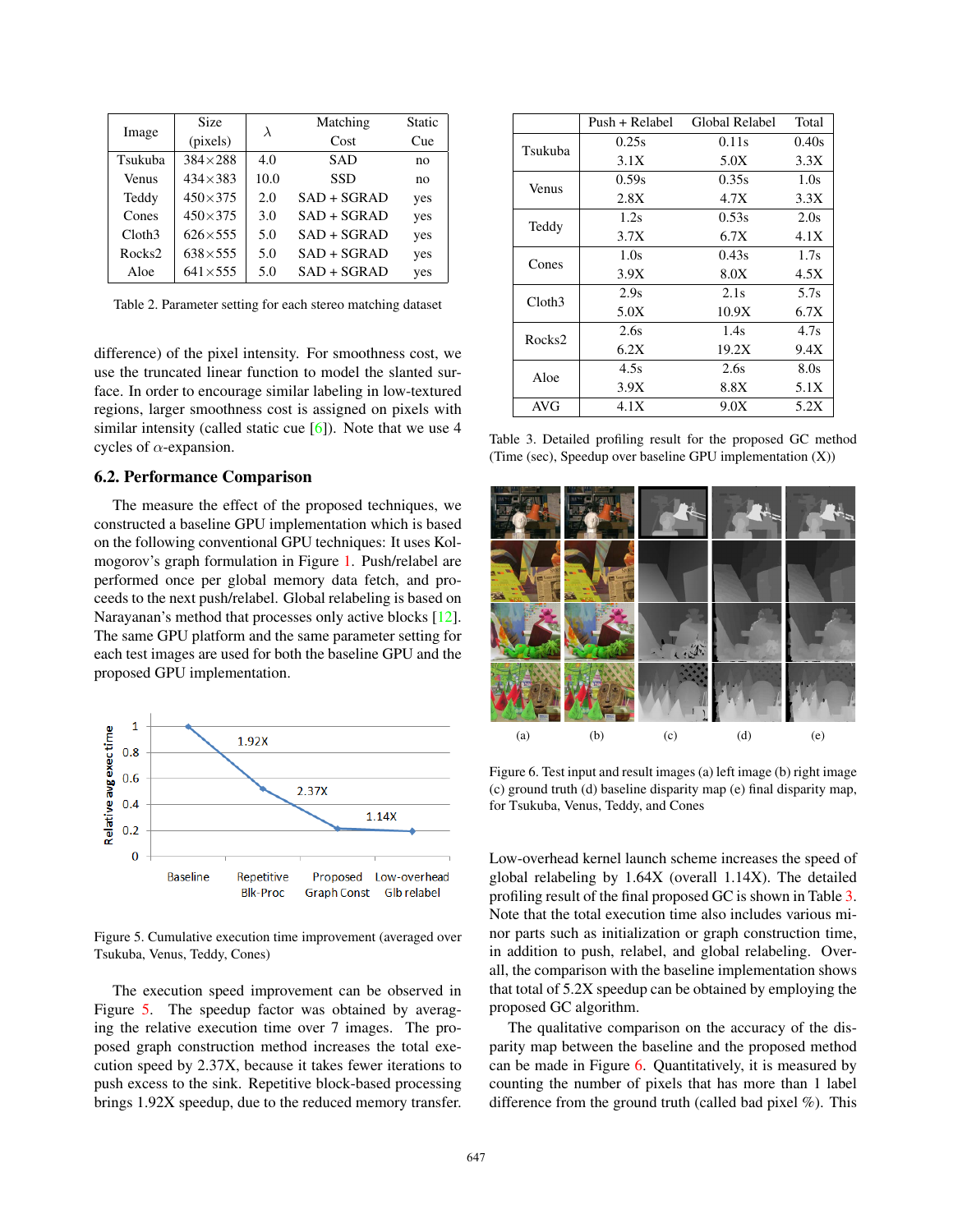| Image | Size (pixels) | $\lambda$ | Matching Cost | Static Cue |
|---|---|---|---|---|
| Tsukuba | 384×288 | 4.0 | SAD | no |
| Venus | 434×383 | 10.0 | SSD | no |
| Teddy | 450×375 | 2.0 | SAD + SGRAD | yes |
| Cones | 450×375 | 3.0 | SAD + SGRAD | yes |
| Cloth3 | 626×555 | 5.0 | SAD + SGRAD | yes |
| Rocks2 | 638×555 | 5.0 | SAD + SGRAD | yes |
| Aloe | 641×555 | 5.0 | SAD + SGRAD | yes |

Table 2. Parameter setting for each stereo matching dataset

difference) of the pixel intensity. For smoothness cost, we use the truncated linear function to model the slanted surface. In order to encourage similar labeling in low-textured regions, larger smoothness cost is assigned on pixels with similar intensity (called static cue [6]). Note that we use 4 cycles of $\alpha$-expansion.

### 6.2. Performance Comparison

The measure the effect of the proposed techniques, we constructed a baseline GPU implementation which is based on the following conventional GPU techniques: It uses Kolmogorov's graph formulation in Figure 1. Push/relabel are performed once per global memory data fetch, and proceeds to the next push/relabel. Global relabeling is based on Narayanan's method that processes only active blocks [12]. The same GPU platform and the same parameter setting for each test images are used for both the baseline GPU and the proposed GPU implementation.

Figure 5. Cumulative execution time improvement (averaged over Tsukuba, Venus, Teddy, Cones)

The execution speed improvement can be observed in Figure 5. The speedup factor was obtained by averaging the relative execution time over 7 images. The proposed graph construction method increases the total execution speed by 2.37X, because it takes fewer iterations to push excess to the sink. Repetitive block-based processing brings 1.92X speedup, due to the reduced memory transfer.

| | Push + Relabel | Global Relabel | Total |
|---|---|---|---|
| Tsukuba | 0.25s | 0.11s | 0.40s |
| | 3.1X | 5.0X | 3.3X |
| Venus | 0.59s | 0.35s | 1.0s |
| | 2.8X | 4.7X | 3.3X |
| Teddy | 1.2s | 0.53s | 2.0s |
| | 3.7X | 6.7X | 4.1X |
| Cones | 1.0s | 0.43s | 1.7s |
| | 3.9X | 8.0X | 4.5X |
| Cloth3 | 2.9s | 2.1s | 5.7s |
| | 5.0X | 10.9X | 6.7X |
| Rocks2 | 2.6s | 1.4s | 4.7s |
| | 6.2X | 19.2X | 9.4X |
| Aloe | 4.5s | 2.6s | 8.0s |
| | 3.9X | 8.8X | 5.1X |
| AVG | 4.1X | 9.0X | 5.2X |

Table 3. Detailed profiling result for the proposed GC method (Time (sec), Speedup over baseline GPU implementation (X))

Figure 6. Test input and result images (a) left image (b) right image (c) ground truth (d) baseline disparity map (e) final disparity map, for Tsukuba, Venus, Teddy, and Cones

Low-overhead kernel launch scheme increases the speed of global relabeling by 1.64X (overall 1.14X). The detailed profiling result of the final proposed GC is shown in Table 3. Note that the total execution time also includes various minor parts such as initialization or graph construction time, in addition to push, relabel, and global relabeling. Overall, the comparison with the baseline implementation shows that total of 5.2X speedup can be obtained by employing the proposed GC algorithm.

The qualitative comparison on the accuracy of the disparity map between the baseline and the proposed method can be made in Figure 6. Quantitatively, it is measured by counting the number of pixels that has more than 1 label difference from the ground truth (called bad pixel %). This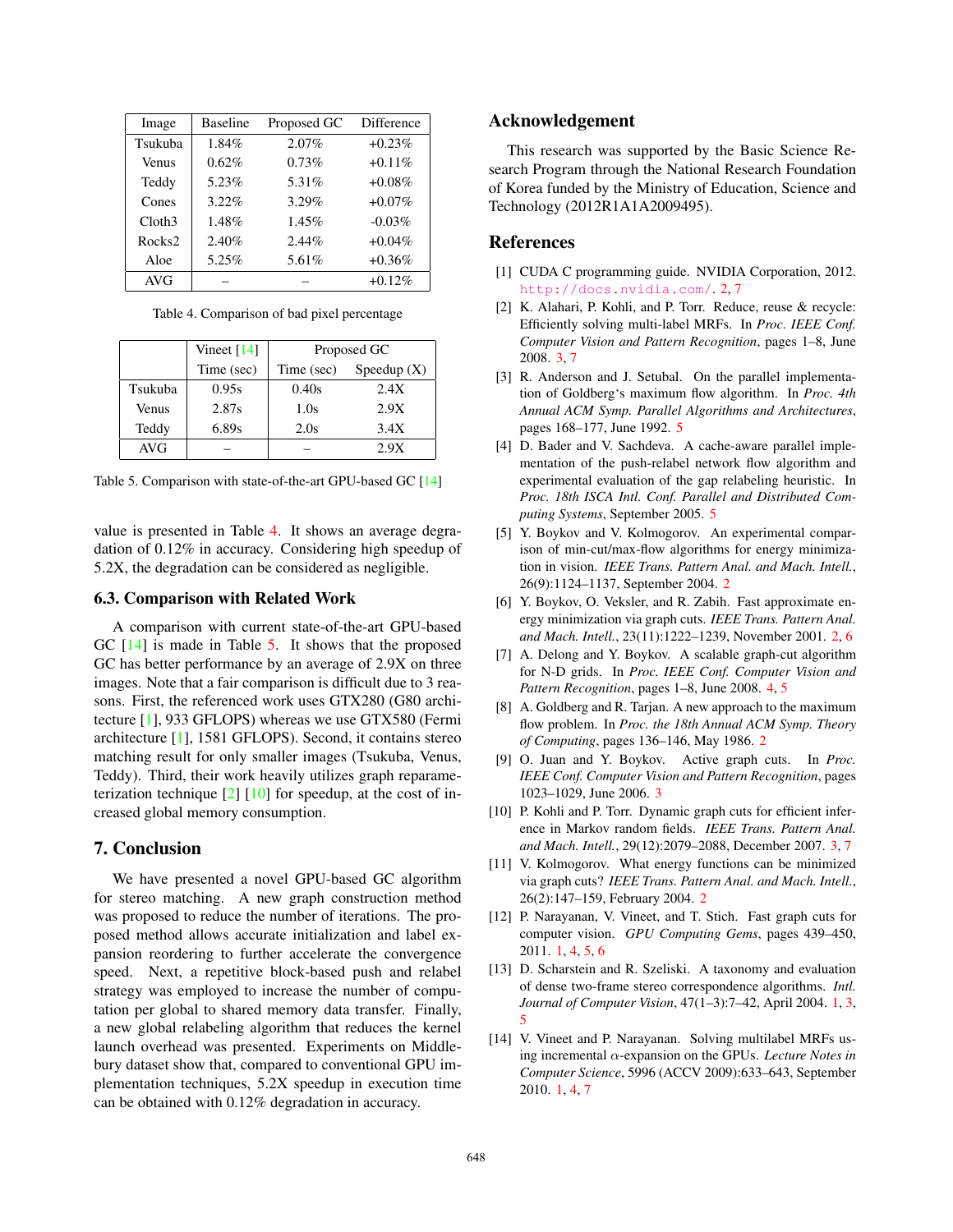| Image | Baseline | Proposed GC | Difference |
|---|---|---|---|
| Tsukuba | 1.84% | 2.07% | +0.23% |
| Venus | 0.62% | 0.73% | +0.11% |
| Teddy | 5.23% | 5.31% | +0.08% |
| Cones | 3.22% | 3.29% | +0.07% |
| Cloth3 | 1.48% | 1.45% | -0.03% |
| Rocks2 | 2.40% | 2.44% | +0.04% |
| Aloe | 5.25% | 5.61% | +0.36% |
| AVG | – | – | +0.12% |

Table 4. Comparison of bad pixel percentage

| | Vineet [14] | Proposed GC | |
|---|---|---|---|
| | Time (sec) | Time (sec) | Speedup (X) |
| Tsukuba | 0.95s | 0.40s | 2.4X |
| Venus | 2.87s | 1.0s | 2.9X |
| Teddy | 6.89s | 2.0s | 3.4X |
| AVG | – | – | 2.9X |

Table 5. Comparison with state-of-the-art GPU-based GC [14]

value is presented in Table 4. It shows an average degradation of 0.12% in accuracy. Considering high speedup of 5.2X, the degradation can be considered as negligible.

### 6.3. Comparison with Related Work

A comparison with current state-of-the-art GPU-based GC [14] is made in Table 5. It shows that the proposed GC has better performance by an average of 2.9X on three images. Note that a fair comparison is difficult due to 3 reasons. First, the referenced work uses GTX280 (G80 architecture [1], 933 GFLOPS) whereas we use GTX580 (Fermi architecture [1], 1581 GFLOPS). Second, it contains stereo matching result for only smaller images (Tsukuba, Venus, Teddy). Third, their work heavily utilizes graph reparameterization technique [2] [10] for speedup, at the cost of increased global memory consumption.

## 7. Conclusion

We have presented a novel GPU-based GC algorithm for stereo matching. A new graph construction method was proposed to reduce the number of iterations. The proposed method allows accurate initialization and label expansion reordering to further accelerate the convergence speed. Next, a repetitive block-based push and relabel strategy was employed to increase the number of computation per global to shared memory data transfer. Finally, a new global relabeling algorithm that reduces the kernel launch overhead was presented. Experiments on Middlebury dataset show that, compared to conventional GPU implementation techniques, 5.2X speedup in execution time can be obtained with 0.12% degradation in accuracy.

## Acknowledgement

This research was supported by the Basic Science Research Program through the National Research Foundation of Korea funded by the Ministry of Education, Science and Technology (2012R1A1A2009495).

## References

[1] CUDA C programming guide. NVIDIA Corporation, 2012. http://docs.nvidia.com/. 2, 7

[2] K. Alahari, P. Kohli, and P. Torr. Reduce, reuse & recycle: Efficiently solving multi-label MRFs. In *Proc. IEEE Conf. Computer Vision and Pattern Recognition*, pages 1–8, June 2008. 3, 7

[3] R. Anderson and J. Setubal. On the parallel implementation of Goldberg's maximum flow algorithm. In *Proc. 4th Annual ACM Symp. Parallel Algorithms and Architectures*, pages 168–177, June 1992. 5

[4] D. Bader and V. Sachdeva. A cache-aware parallel implementation of the push-relabel network flow algorithm and experimental evaluation of the gap relabeling heuristic. In *Proc. 18th ISCA Intl. Conf. Parallel and Distributed Computing Systems*, September 2005. 5

[5] Y. Boykov and V. Kolmogorov. An experimental comparison of min-cut/max-flow algorithms for energy minimization in vision. *IEEE Trans. Pattern Anal. and Mach. Intell.*, 26(9):1124–1137, September 2004. 2

[6] Y. Boykov, O. Veksler, and R. Zabih. Fast approximate energy minimization via graph cuts. *IEEE Trans. Pattern Anal. and Mach. Intell.*, 23(11):1222–1239, November 2001. 2, 6

[7] A. Delong and Y. Boykov. A scalable graph-cut algorithm for N-D grids. In *Proc. IEEE Conf. Computer Vision and Pattern Recognition*, pages 1–8, June 2008. 4, 5

[8] A. Goldberg and R. Tarjan. A new approach to the maximum flow problem. In *Proc. the 18th Annual ACM Symp. Theory of Computing*, pages 136–146, May 1986. 2

[9] O. Juan and Y. Boykov. Active graph cuts. In *Proc. IEEE Conf. Computer Vision and Pattern Recognition*, pages 1023–1029, June 2006. 3

[10] P. Kohli and P. Torr. Dynamic graph cuts for efficient inference in Markov random fields. *IEEE Trans. Pattern Anal. and Mach. Intell.*, 29(12):2079–2088, December 2007. 3, 7

[11] V. Kolmogorov. What energy functions can be minimized via graph cuts? *IEEE Trans. Pattern Anal. and Mach. Intell.*, 26(2):147–159, February 2004. 2

[12] P. Narayanan, V. Vineet, and T. Stich. Fast graph cuts for computer vision. *GPU Computing Gems*, pages 439–450, 2011. 1, 4, 5, 6

[13] D. Scharstein and R. Szeliski. A taxonomy and evaluation of dense two-frame stereo correspondence algorithms. *Intl. Journal of Computer Vision*, 47(1–3):7–42, April 2004. 1, 3, 5

[14] V. Vineet and P. Narayanan. Solving multilabel MRFs using incremental $\alpha$-expansion on the GPUs. *Lecture Notes in Computer Science*, 5996 (ACCV 2009):633–643, September 2010. 1, 4, 7